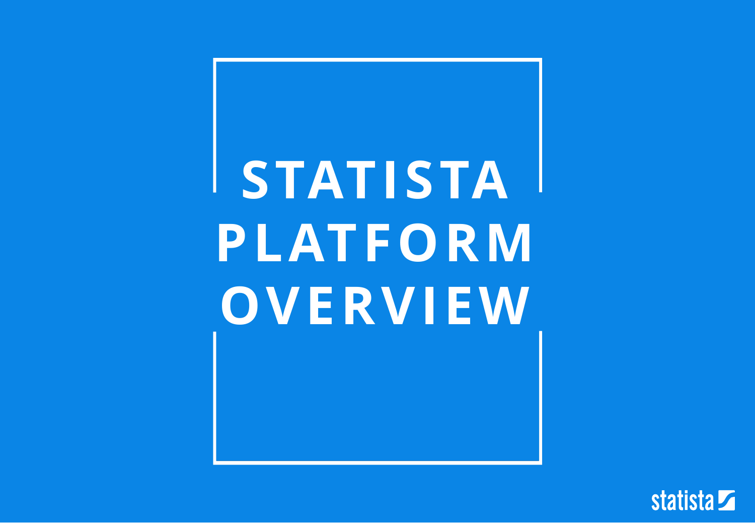# STATISTA PLATFORM OVERVIEW

statista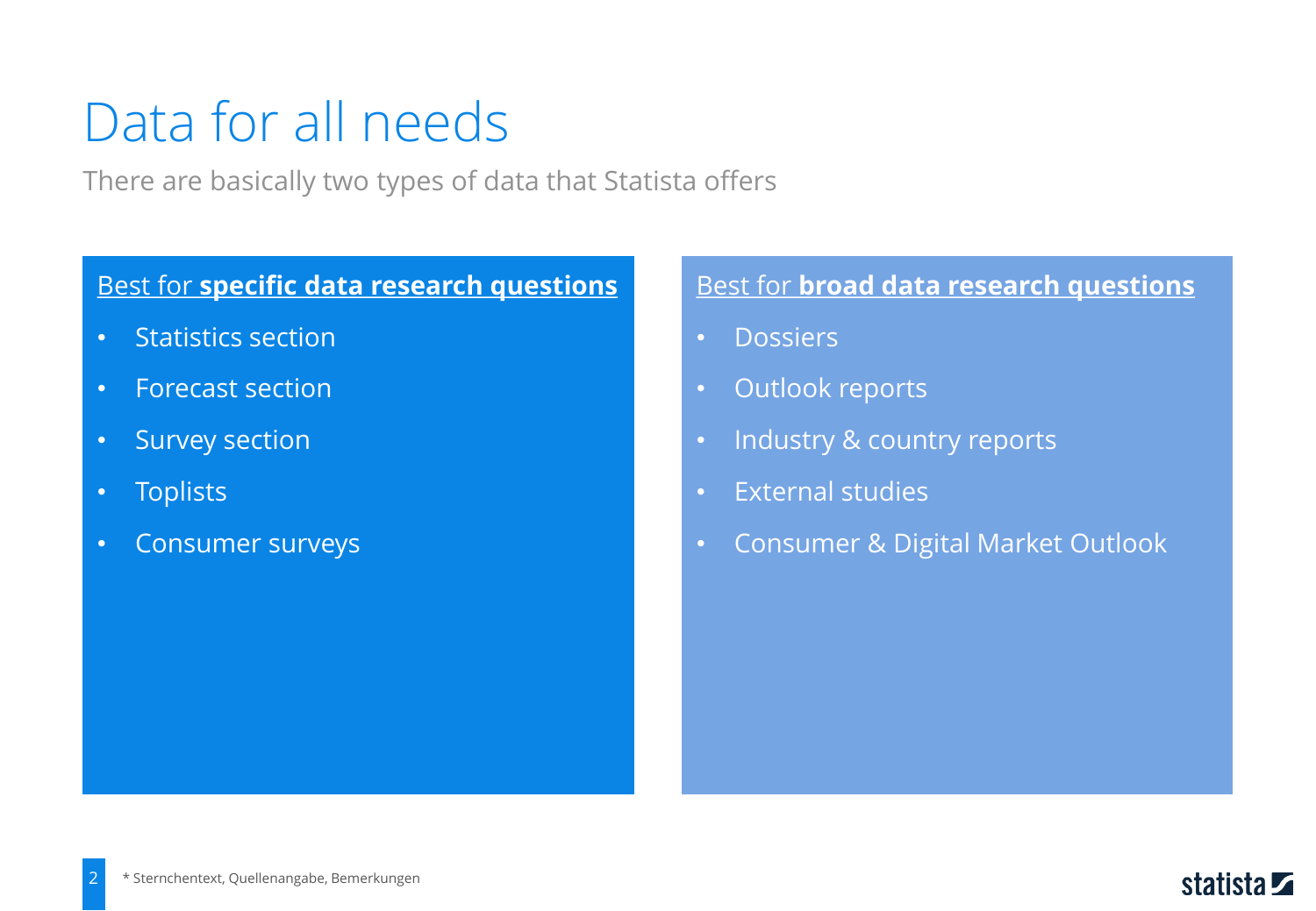# Data for all needs

There are basically two types of data that Statista offers

Best for **specific data research questions**

- Statistics section
- Forecast section
- Survey section
- Toplists
- Consumer surveys

Best for **broad data research questions**

- Dossiers
- Outlook reports
- Industry & country reports
- External studies
- Consumer & Digital Market Outlook

* Sternchentext, Quellenangabe, Bemerkungen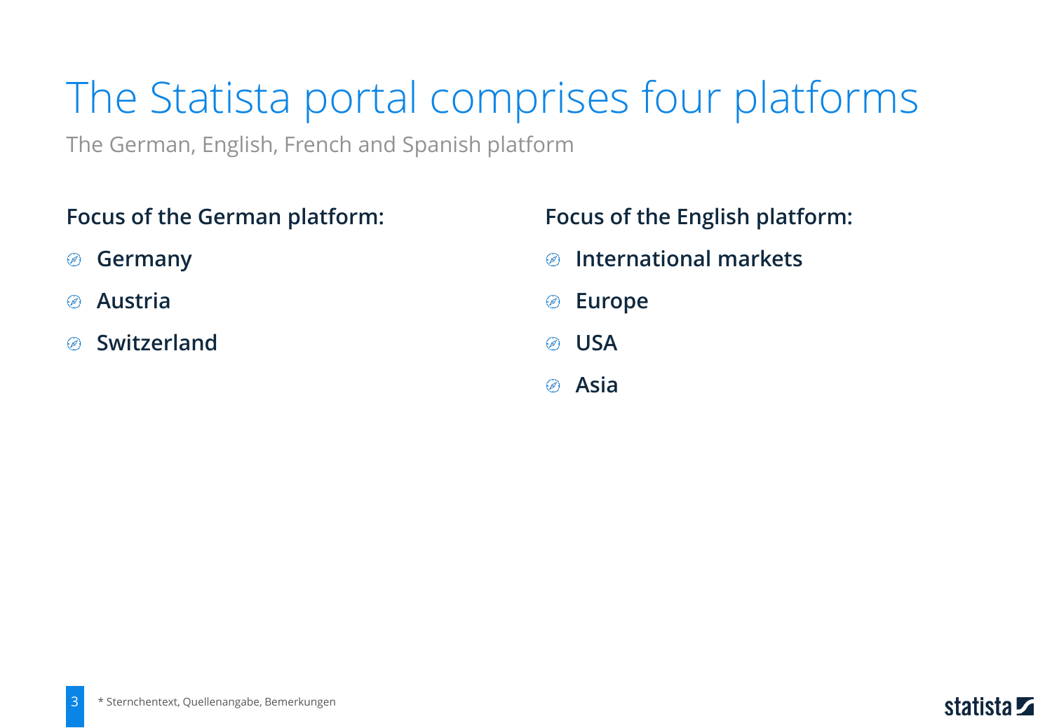# The Statista portal comprises four platforms

The German, English, French and Spanish platform

**Focus of the German platform:**

- **Germany**
- **Austria**
- **Switzerland**

**Focus of the English platform:**

- **International markets**
- **Europe**
- **USA**
- **Asia**

* Sternchentext, Quellenangabe, Bemerkungen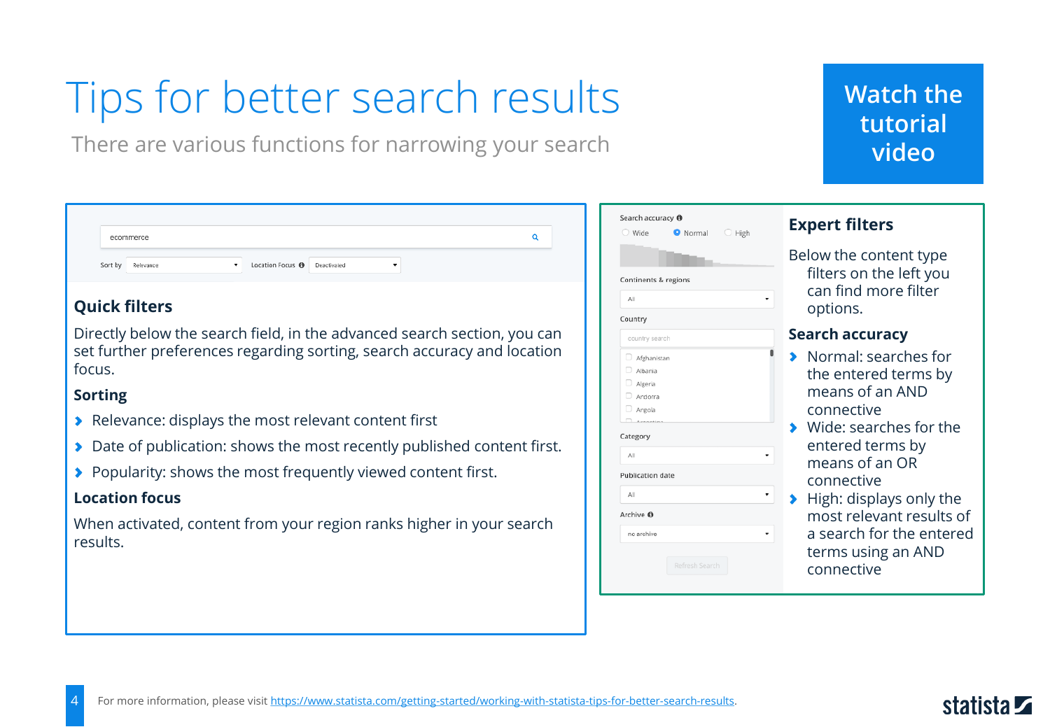# Tips for better search results

There are various functions for narrowing your search

Watch the tutorial video

### Quick filters

Directly below the search field, in the advanced search section, you can set further preferences regarding sorting, search accuracy and location focus.

#### Sorting

- Relevance: displays the most relevant content first
- Date of publication: shows the most recently published content first.
- Popularity: shows the most frequently viewed content first.

#### Location focus

When activated, content from your region ranks higher in your search results.

### Expert filters

Below the content type filters on the left you can find more filter options.

#### Search accuracy

- Normal: searches for the entered terms by means of an AND connective
- Wide: searches for the entered terms by means of an OR connective
- High: displays only the most relevant results of a search for the entered terms using an AND connective

For more information, please visit [https://www.statista.com/getting-started/working-with-statista-tips-for-better-search-results](https://www.statista.com/getting-started/working-with-statista-tips-for-better-search-results).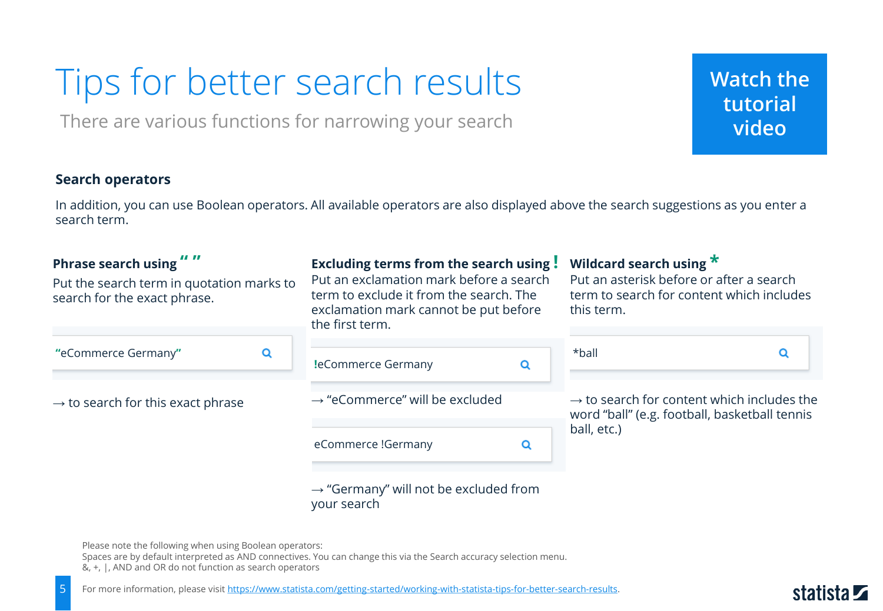# Tips for better search results

There are various functions for narrowing your search

Watch the tutorial video

## Search operators

In addition, you can use Boolean operators. All available operators are also displayed above the search suggestions as you enter a search term.

### Phrase search using " "

Put the search term in quotation marks to search for the exact phrase.

"eCommerce Germany"

→ to search for this exact phrase

### Excluding terms from the search using !

Put an exclamation mark before a search term to exclude it from the search. The exclamation mark cannot be put before the first term.

!eCommerce Germany

→ "eCommerce" will be excluded

eCommerce !Germany

→ "Germany" will not be excluded from your search

### Wildcard search using *

Put an asterisk before or after a search term to search for content which includes this term.

*ball

→ to search for content which includes the word "ball" (e.g. football, basketball tennis ball, etc.)

Please note the following when using Boolean operators:
Spaces are by default interpreted as AND connectives. You can change this via the Search accuracy selection menu.
&, +, |, AND and OR do not function as search operators

For more information, please visit https://www.statista.com/getting-started/working-with-statista-tips-for-better-search-results.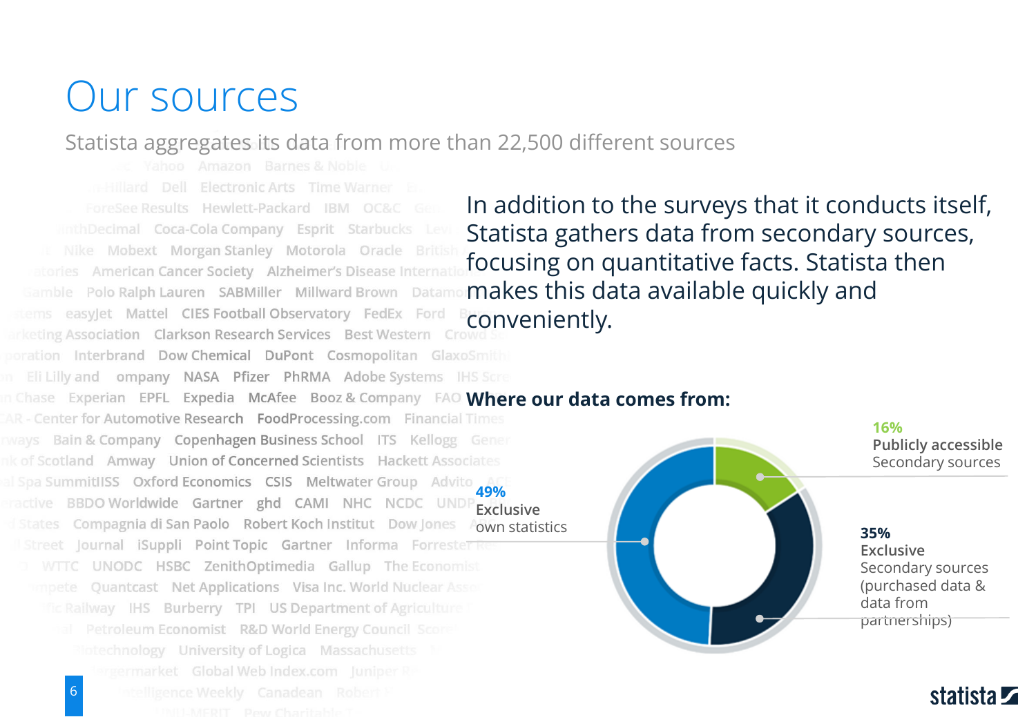# Our sources

Statista aggregates its data from more than 22,500 different sources

In addition to the surveys that it conducts itself, Statista gathers data from secondary sources, focusing on quantitative facts. Statista then makes this data available quickly and conveniently.

**Where our data comes from:**

- **49%** Exclusive own statistics
- **35%** Exclusive Secondary sources (purchased data & data from partnerships)
- **16%** Publicly accessible Secondary sources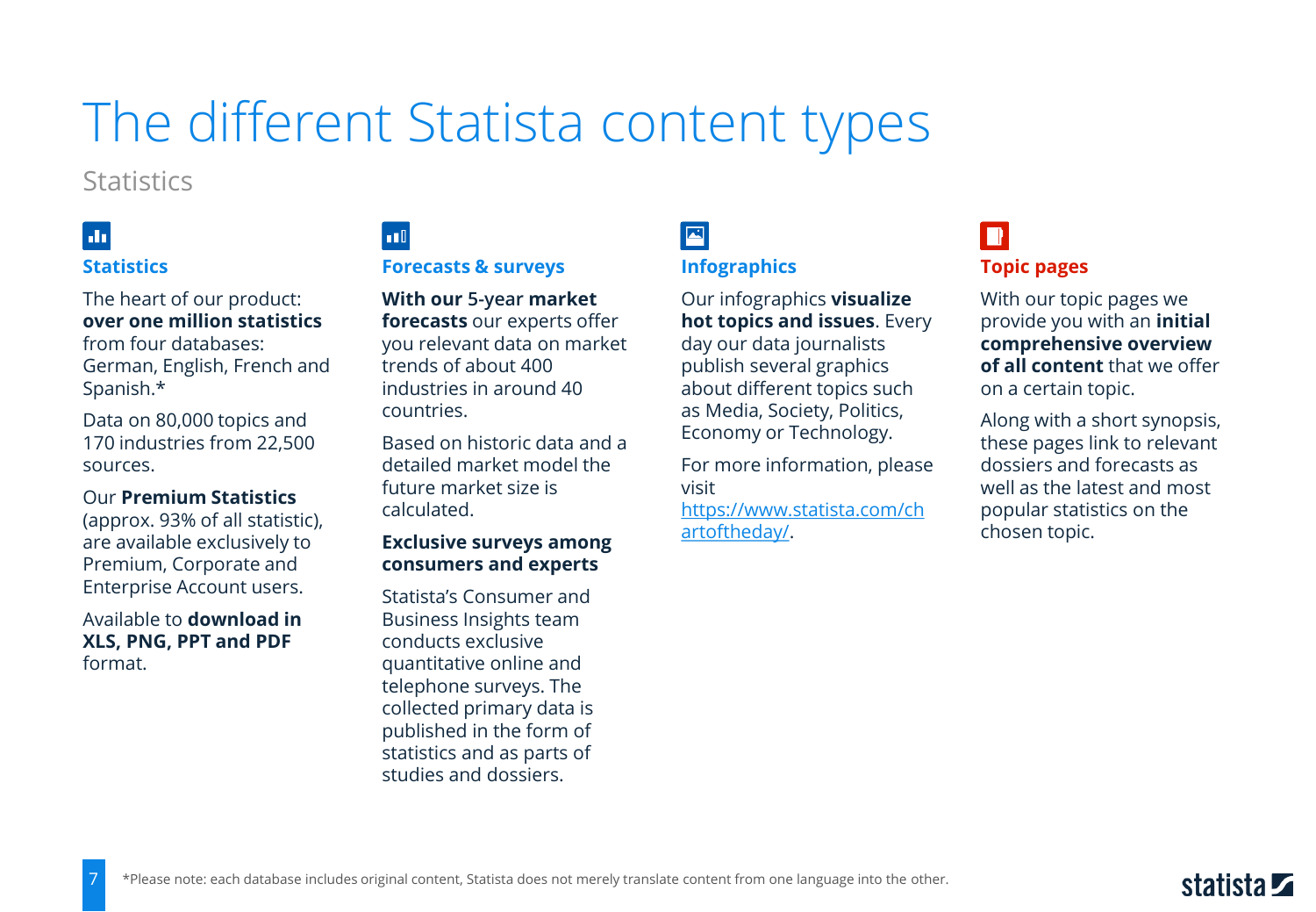# The different Statista content types

Statistics

### Statistics

The heart of our product: **over one million statistics** from four databases: German, English, French and Spanish.*

Data on 80,000 topics and 170 industries from 22,500 sources.

Our **Premium Statistics** (approx. 93% of all statistic), are available exclusively to Premium, Corporate and Enterprise Account users.

Available to **download in XLS, PNG, PPT and PDF** format.

### Forecasts & surveys

**With our 5-year market forecasts** our experts offer you relevant data on market trends of about 400 industries in around 40 countries.

Based on historic data and a detailed market model the future market size is calculated.

**Exclusive surveys among consumers and experts**

Statista's Consumer and Business Insights team conducts exclusive quantitative online and telephone surveys. The collected primary data is published in the form of statistics and as parts of studies and dossiers.

### Infographics

Our infographics **visualize hot topics and issues**. Every day our data journalists publish several graphics about different topics such as Media, Society, Politics, Economy or Technology.

For more information, please visit https://www.statista.com/chartoftheday/.

### Topic pages

With our topic pages we provide you with an **initial comprehensive overview of all content** that we offer on a certain topic.

Along with a short synopsis, these pages link to relevant dossiers and forecasts as well as the latest and most popular statistics on the chosen topic.

*Please note: each database includes original content, Statista does not merely translate content from one language into the other.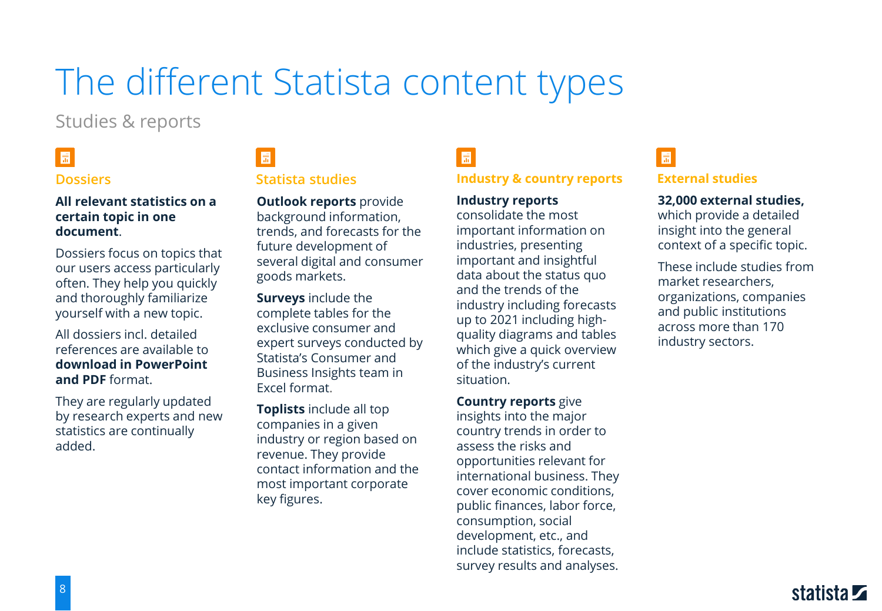# The different Statista content types

Studies & reports

## Dossiers

**All relevant statistics on a certain topic in one document**.

Dossiers focus on topics that our users access particularly often. They help you quickly and thoroughly familiarize yourself with a new topic.

All dossiers incl. detailed references are available to **download in PowerPoint and PDF** format.

They are regularly updated by research experts and new statistics are continually added.

## Statista studies

**Outlook reports** provide background information, trends, and forecasts for the future development of several digital and consumer goods markets.

**Surveys** include the complete tables for the exclusive consumer and expert surveys conducted by Statista's Consumer and Business Insights team in Excel format.

**Toplists** include all top companies in a given industry or region based on revenue. They provide contact information and the most important corporate key figures.

## Industry & country reports

**Industry reports** consolidate the most important information on industries, presenting important and insightful data about the status quo and the trends of the industry including forecasts up to 2021 including high-quality diagrams and tables which give a quick overview of the industry's current situation.

**Country reports** give insights into the major country trends in order to assess the risks and opportunities relevant for international business. They cover economic conditions, public finances, labor force, consumption, social development, etc., and include statistics, forecasts, survey results and analyses.

## External studies

**32,000 external studies,** which provide a detailed insight into the general context of a specific topic.

These include studies from market researchers, organizations, companies and public institutions across more than 170 industry sectors.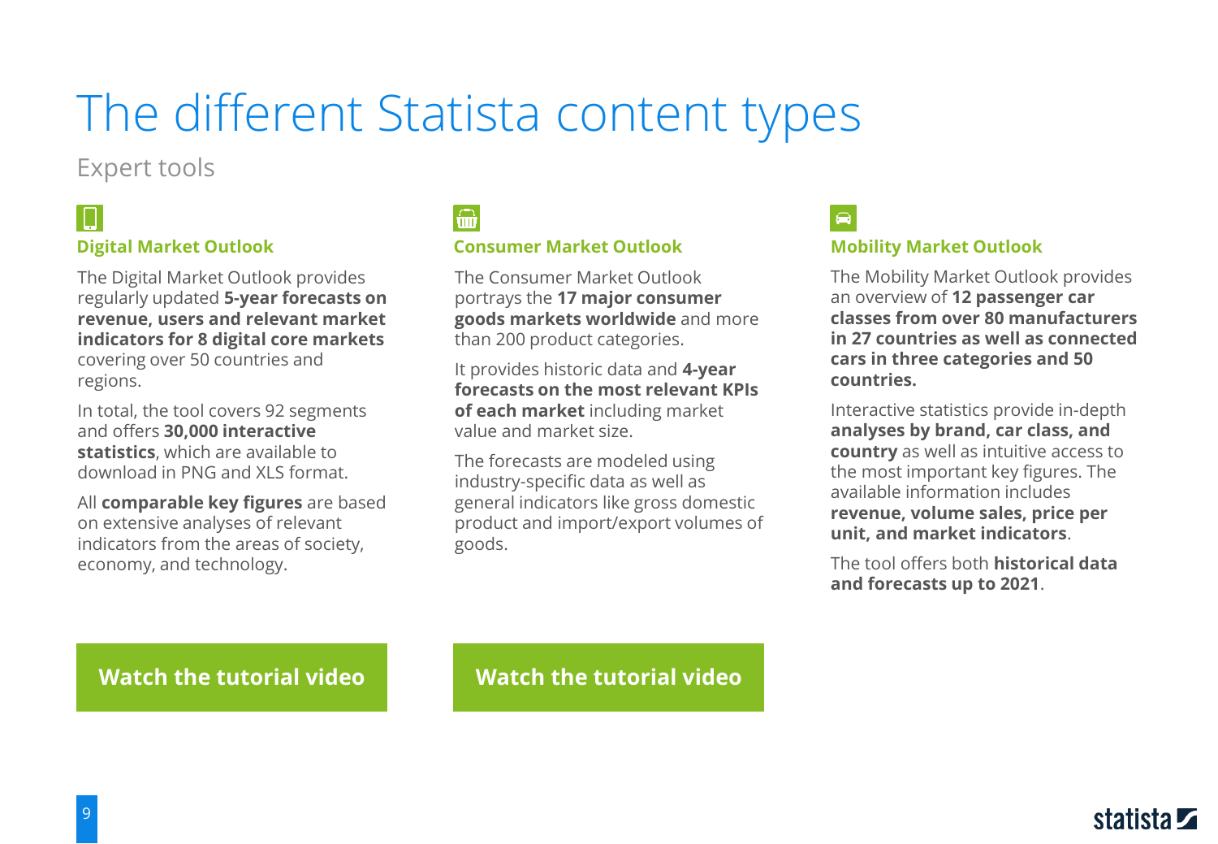# The different Statista content types

Expert tools

### Digital Market Outlook

The Digital Market Outlook provides regularly updated **5-year forecasts on revenue, users and relevant market indicators for 8 digital core markets** covering over 50 countries and regions.

In total, the tool covers 92 segments and offers **30,000 interactive statistics**, which are available to download in PNG and XLS format.

All **comparable key figures** are based on extensive analyses of relevant indicators from the areas of society, economy, and technology.

**Watch the tutorial video**

### Consumer Market Outlook

The Consumer Market Outlook portrays the **17 major consumer goods markets worldwide** and more than 200 product categories.

It provides historic data and **4-year forecasts on the most relevant KPIs of each market** including market value and market size.

The forecasts are modeled using industry-specific data as well as general indicators like gross domestic product and import/export volumes of goods.

**Watch the tutorial video**

### Mobility Market Outlook

The Mobility Market Outlook provides an overview of **12 passenger car classes from over 80 manufacturers in 27 countries as well as connected cars in three categories and 50 countries.**

Interactive statistics provide in-depth **analyses by brand, car class, and country** as well as intuitive access to the most important key figures. The available information includes **revenue, volume sales, price per unit, and market indicators**.

The tool offers both **historical data and forecasts up to 2021**.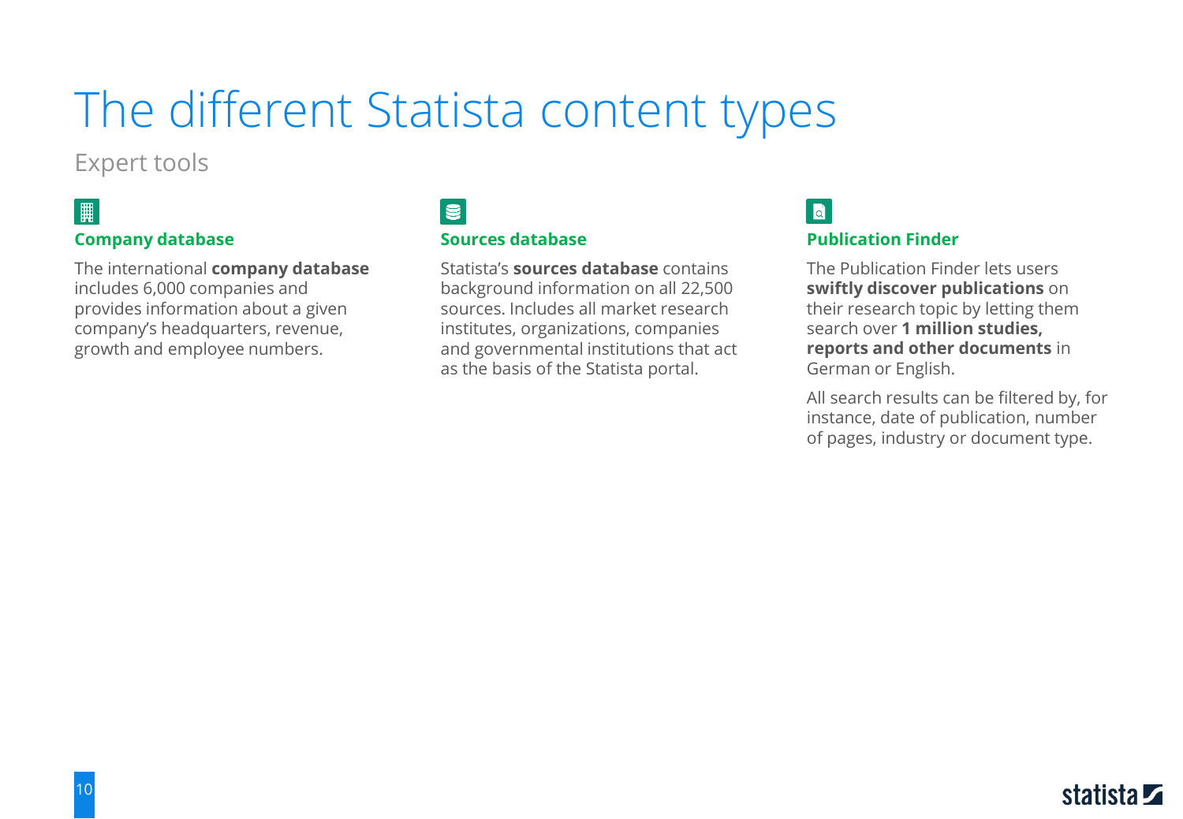# The different Statista content types

Expert tools

### Company database

The international **company database** includes 6,000 companies and provides information about a given company's headquarters, revenue, growth and employee numbers.

### Sources database

Statista's **sources database** contains background information on all 22,500 sources. Includes all market research institutes, organizations, companies and governmental institutions that act as the basis of the Statista portal.

### Publication Finder

The Publication Finder lets users **swiftly discover publications** on their research topic by letting them search over **1 million studies, reports and other documents** in German or English.

All search results can be filtered by, for instance, date of publication, number of pages, industry or document type.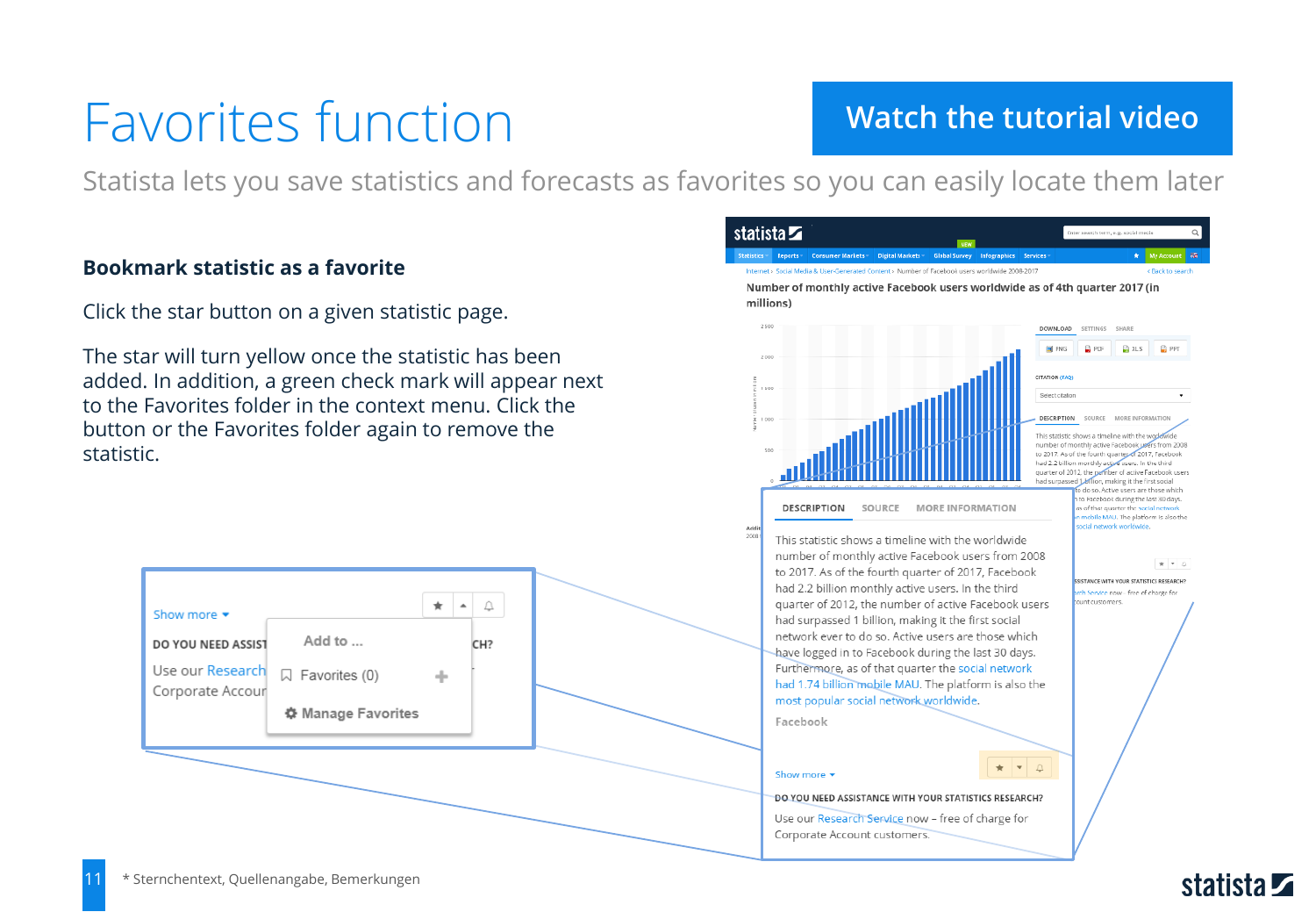# Favorites function

Watch the tutorial video

Statista lets you save statistics and forecasts as favorites so you can easily locate them later

### Bookmark statistic as a favorite

Click the star button on a given statistic page.

The star will turn yellow once the statistic has been added. In addition, a green check mark will appear next to the Favorites folder in the context menu. Click the button or the Favorites folder again to remove the statistic.

* Sternchentext, Quellenangabe, Bemerkungen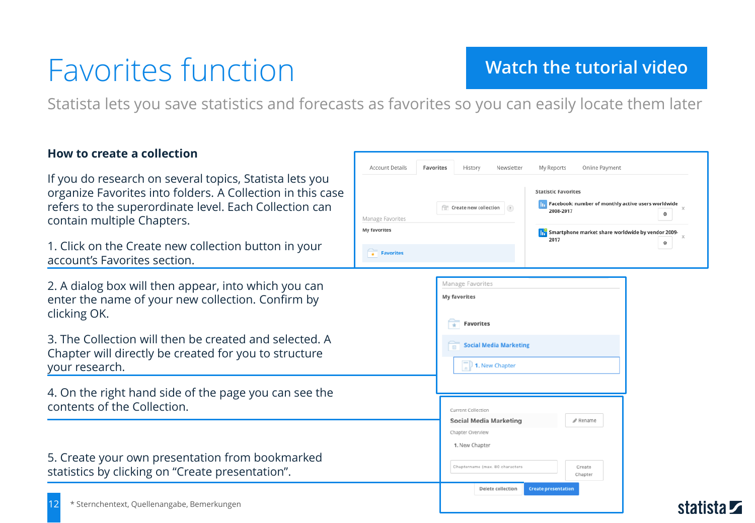# Favorites function

Watch the tutorial video

Statista lets you save statistics and forecasts as favorites so you can easily locate them later

### How to create a collection

If you do research on several topics, Statista lets you organize Favorites into folders. A Collection in this case refers to the superordinate level. Each Collection can contain multiple Chapters.

1. Click on the Create new collection button in your account's Favorites section.

2. A dialog box will then appear, into which you can enter the name of your new collection. Confirm by clicking OK.

3. The Collection will then be created and selected. A Chapter will directly be created for you to structure your research.

4. On the right hand side of the page you can see the contents of the Collection.

5. Create your own presentation from bookmarked statistics by clicking on "Create presentation".

Account Details | Favorites | History | Newsletter | My Reports | Online Payment

Create new collection

Manage Favorites

My favorites

Favorites

Statistic Favorites

Facebook: number of monthly active users worldwide 2008-2017

Smartphone market share worldwide by vendor 2009-2017

Manage Favorites

My favorites

Favorites

Social Media Marketing

1. New Chapter

Current Collection

Social Media Marketing

Rename

Chapter Overview

1. New Chapter

Chaptername (max. 80 characters)

Create Chapter

Delete collection

Create presentation

\* Sternchentext, Quellenangabe, Bemerkungen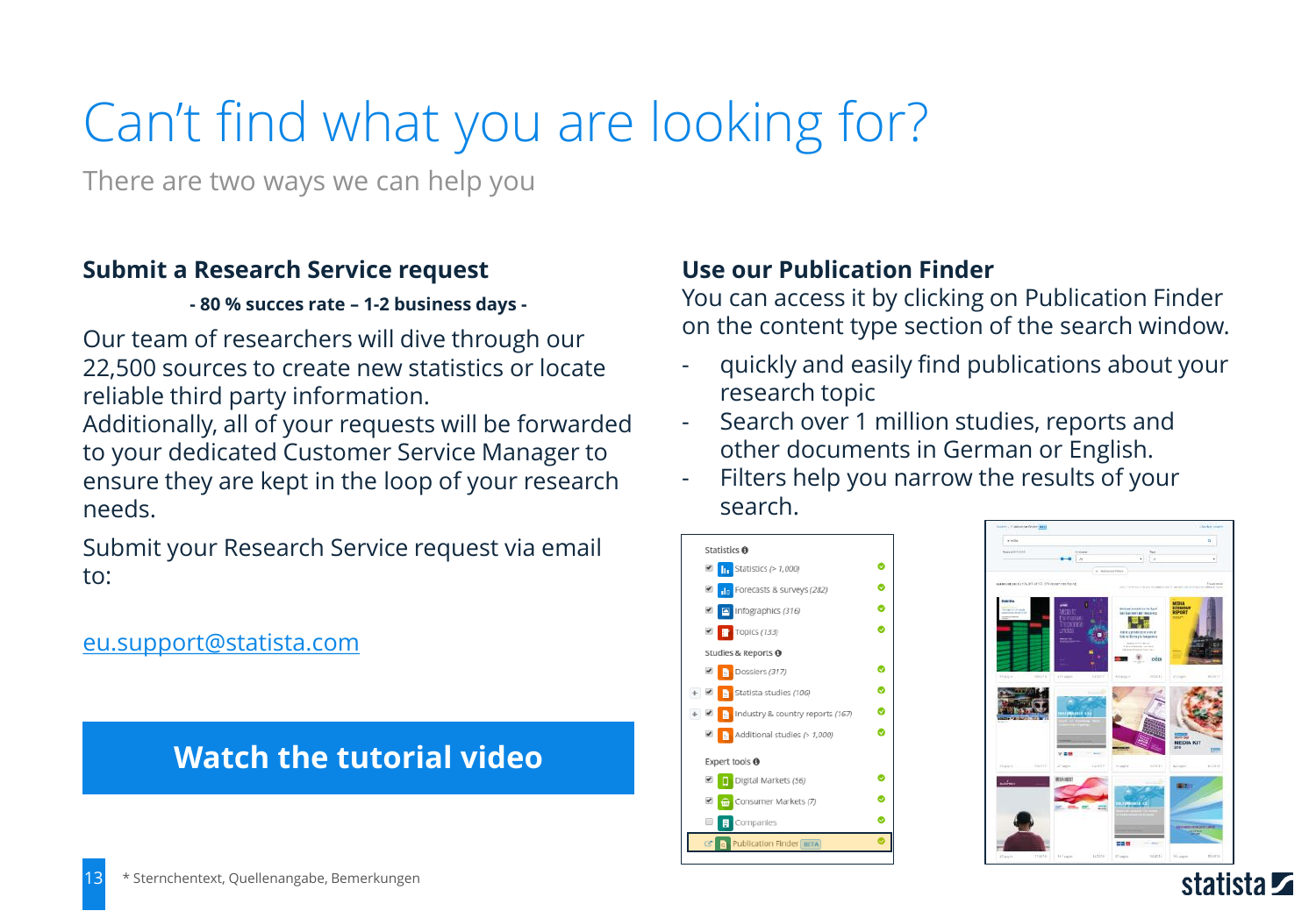# Can't find what you are looking for?

There are two ways we can help you

## Submit a Research Service request

**- 80 % succes rate – 1-2 business days -**

Our team of researchers will dive through our 22,500 sources to create new statistics or locate reliable third party information.
Additionally, all of your requests will be forwarded to your dedicated Customer Service Manager to ensure they are kept in the loop of your research needs.

Submit your Research Service request via email to:

eu.support@statista.com

**Watch the tutorial video**

## Use our Publication Finder

You can access it by clicking on Publication Finder on the content type section of the search window.

- quickly and easily find publications about your research topic
- Search over 1 million studies, reports and other documents in German or English.
- Filters help you narrow the results of your search.

Statistics
- Statistics (> 1,000)
- Forecasts & surveys (282)
- Infographics (316)
- Topics (133)

Studies & Reports
- Dossiers (317)
- Statista studies (106)
- Industry & country reports (167)
- Additional studies (> 1,000)

Expert tools
- Digital Markets (56)
- Consumer Markets (7)
- Companies
- Publication Finder BETA

* Sternchentext, Quellenangabe, Bemerkungen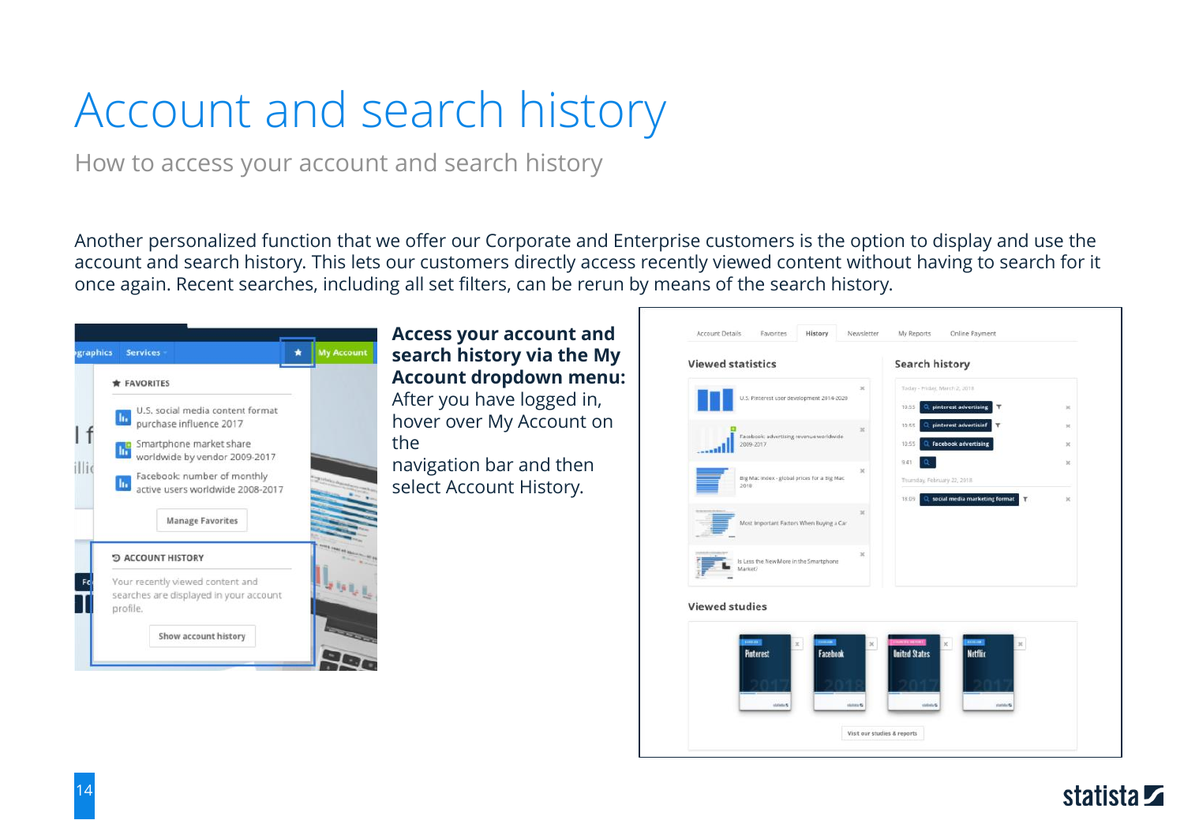# Account and search history

How to access your account and search history

Another personalized function that we offer our Corporate and Enterprise customers is the option to display and use the account and search history. This lets our customers directly access recently viewed content without having to search for it once again. Recent searches, including all set filters, can be rerun by means of the search history.

**Access your account and search history via the My Account dropdown menu:** After you have logged in, hover over My Account on the navigation bar and then select Account History.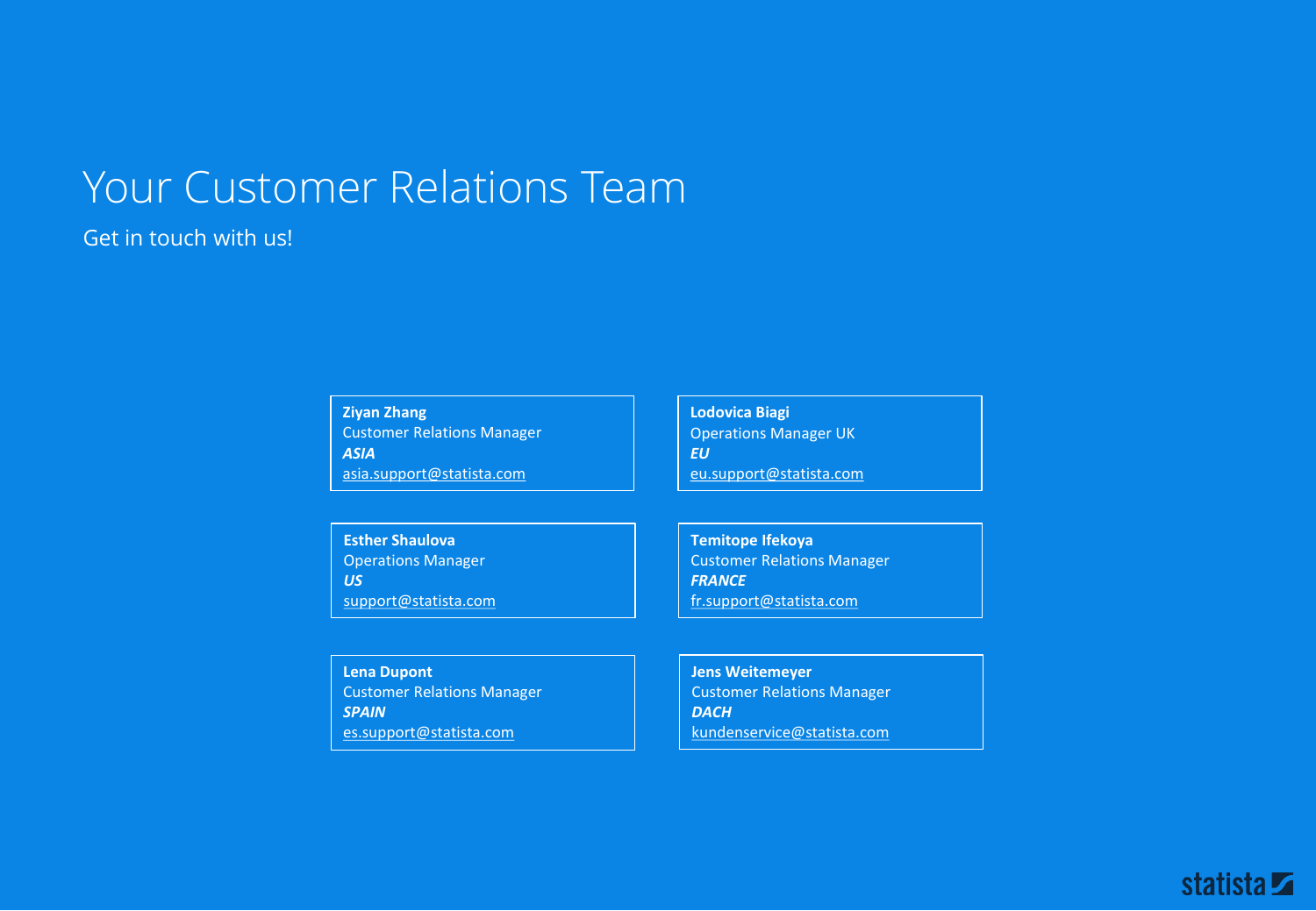# Your Customer Relations Team

Get in touch with us!

**Ziyan Zhang**
Customer Relations Manager
***ASIA***
asia.support@statista.com

**Lodovica Biagi**
Operations Manager UK
***EU***
eu.support@statista.com

**Esther Shaulova**
Operations Manager
***US***
support@statista.com

**Temitope Ifekoya**
Customer Relations Manager
***FRANCE***
fr.support@statista.com

**Lena Dupont**
Customer Relations Manager
***SPAIN***
es.support@statista.com

**Jens Weitemeyer**
Customer Relations Manager
***DACH***
kundenservice@statista.com